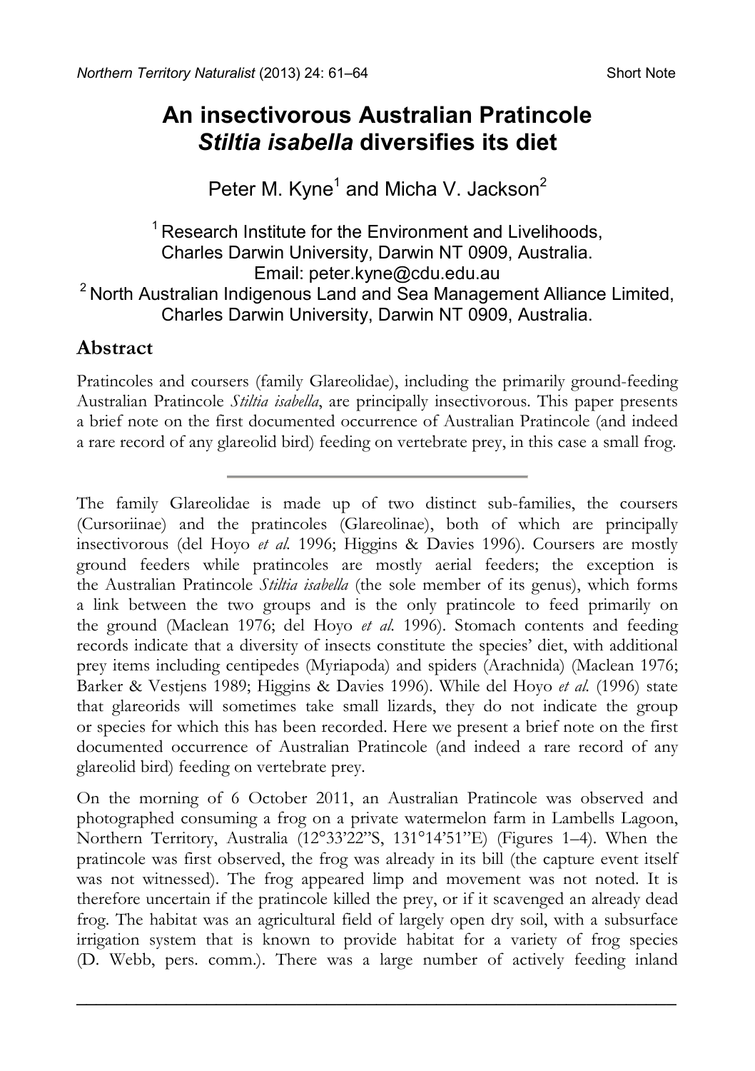# An insectivorous Australian Pratincole *Stiltia isabella* diversifies its diet

Peter M. Kyne[1] and Micha V. Jackson[2]

[1] Research Institute for the Environment and Livelihoods, Charles Darwin University, Darwin NT 0909, Australia. Email: peter.kyne@cdu.edu.au

[2] North Australian Indigenous Land and Sea Management Alliance Limited, Charles Darwin University, Darwin NT 0909, Australia.

## Abstract

Pratincoles and coursers (family Glareolidae), including the primarily ground-feeding Australian Pratincole *Stiltia isabella*, are principally insectivorous. This paper presents a brief note on the first documented occurrence of Australian Pratincole (and indeed a rare record of any glareolid bird) feeding on vertebrate prey, in this case a small frog.

---

The family Glareolidae is made up of two distinct sub-families, the coursers (Cursoriinae) and the pratincoles (Glareolinae), both of which are principally insectivorous (del Hoyo *et al.* 1996; Higgins & Davies 1996). Coursers are mostly ground feeders while pratincoles are mostly aerial feeders; the exception is the Australian Pratincole *Stiltia isabella* (the sole member of its genus), which forms a link between the two groups and is the only pratincole to feed primarily on the ground (Maclean 1976; del Hoyo *et al.* 1996). Stomach contents and feeding records indicate that a diversity of insects constitute the species' diet, with additional prey items including centipedes (Myriapoda) and spiders (Arachnida) (Maclean 1976; Barker & Vestjens 1989; Higgins & Davies 1996). While del Hoyo *et al.* (1996) state that glareorids will sometimes take small lizards, they do not indicate the group or species for which this has been recorded. Here we present a brief note on the first documented occurrence of Australian Pratincole (and indeed a rare record of any glareolid bird) feeding on vertebrate prey.

On the morning of 6 October 2011, an Australian Pratincole was observed and photographed consuming a frog on a private watermelon farm in Lambells Lagoon, Northern Territory, Australia (12°33'22"S, 131°14'51"E) (Figures 1–4). When the pratincole was first observed, the frog was already in its bill (the capture event itself was not witnessed). The frog appeared limp and movement was not noted. It is therefore uncertain if the pratincole killed the prey, or if it scavenged an already dead frog. The habitat was an agricultural field of largely open dry soil, with a subsurface irrigation system that is known to provide habitat for a variety of frog species (D. Webb, pers. comm.). There was a large number of actively feeding inland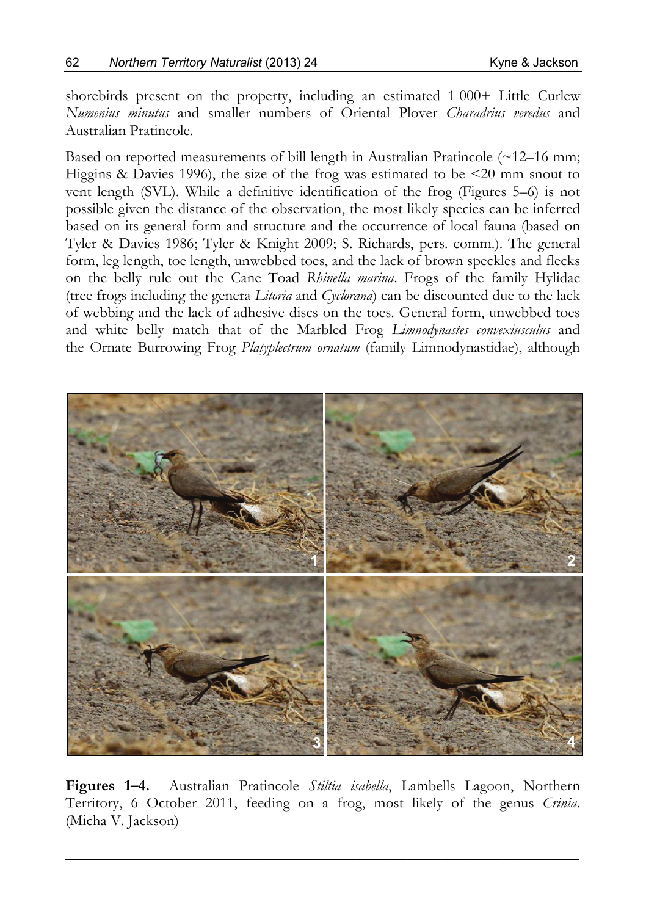shorebirds present on the property, including an estimated 1 000+ Little Curlew *Numenius minutus* and smaller numbers of Oriental Plover *Charadrius veredus* and Australian Pratincole.

Based on reported measurements of bill length in Australian Pratincole (~12–16 mm; Higgins & Davies 1996), the size of the frog was estimated to be <20 mm snout to vent length (SVL). While a definitive identification of the frog (Figures 5–6) is not possible given the distance of the observation, the most likely species can be inferred based on its general form and structure and the occurrence of local fauna (based on Tyler & Davies 1986; Tyler & Knight 2009; S. Richards, pers. comm.). The general form, leg length, toe length, unwebbed toes, and the lack of brown speckles and flecks on the belly rule out the Cane Toad *Rhinella marina*. Frogs of the family Hylidae (tree frogs including the genera *Litoria* and *Cyclorana*) can be discounted due to the lack of webbing and the lack of adhesive discs on the toes. General form, unwebbed toes and white belly match that of the Marbled Frog *Limnodynastes convexiusculus* and the Ornate Burrowing Frog *Platyplectrum ornatum* (family Limnodynastidae), although

**Figures 1–4.** Australian Pratincole *Stiltia isabella*, Lambells Lagoon, Northern Territory, 6 October 2011, feeding on a frog, most likely of the genus *Crinia*. (Micha V. Jackson)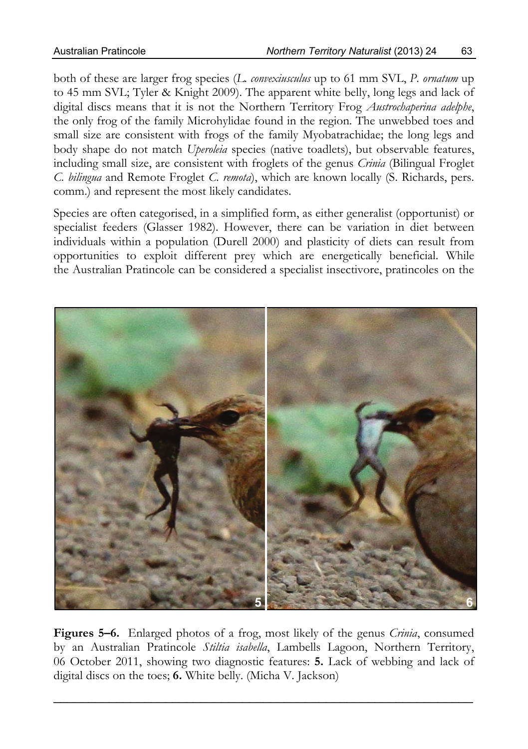both of these are larger frog species (*L. convexiusculus* up to 61 mm SVL, *P. ornatum* up to 45 mm SVL; Tyler & Knight 2009). The apparent white belly, long legs and lack of digital discs means that it is not the Northern Territory Frog *Austrochaperina adelphe*, the only frog of the family Microhylidae found in the region. The unwebbed toes and small size are consistent with frogs of the family Myobatrachidae; the long legs and body shape do not match *Uperoleia* species (native toadlets), but observable features, including small size, are consistent with froglets of the genus *Crinia* (Bilingual Froglet *C. bilingua* and Remote Froglet *C. remota*), which are known locally (S. Richards, pers. comm.) and represent the most likely candidates.

Species are often categorised, in a simplified form, as either generalist (opportunist) or specialist feeders (Glasser 1982). However, there can be variation in diet between individuals within a population (Durell 2000) and plasticity of diets can result from opportunities to exploit different prey which are energetically beneficial. While the Australian Pratincole can be considered a specialist insectivore, pratincoles on the

**Figures 5–6.** Enlarged photos of a frog, most likely of the genus *Crinia*, consumed by an Australian Pratincole *Stiltia isabella*, Lambells Lagoon, Northern Territory, 06 October 2011, showing two diagnostic features: **5.** Lack of webbing and lack of digital discs on the toes; **6.** White belly. (Micha V. Jackson)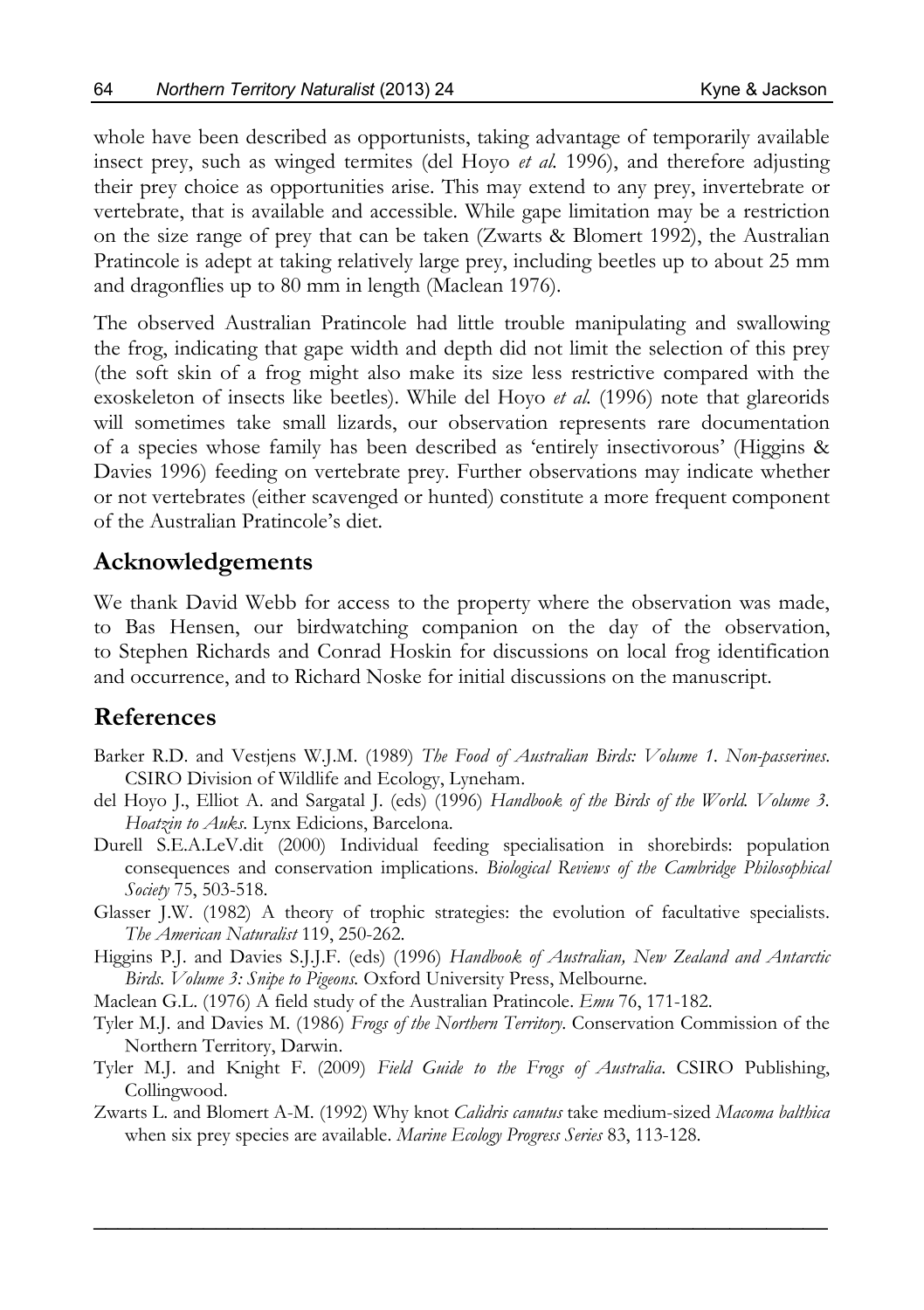whole have been described as opportunists, taking advantage of temporarily available insect prey, such as winged termites (del Hoyo *et al.* 1996), and therefore adjusting their prey choice as opportunities arise. This may extend to any prey, invertebrate or vertebrate, that is available and accessible. While gape limitation may be a restriction on the size range of prey that can be taken (Zwarts & Blomert 1992), the Australian Pratincole is adept at taking relatively large prey, including beetles up to about 25 mm and dragonflies up to 80 mm in length (Maclean 1976).

The observed Australian Pratincole had little trouble manipulating and swallowing the frog, indicating that gape width and depth did not limit the selection of this prey (the soft skin of a frog might also make its size less restrictive compared with the exoskeleton of insects like beetles). While del Hoyo *et al.* (1996) note that glareorids will sometimes take small lizards, our observation represents rare documentation of a species whose family has been described as 'entirely insectivorous' (Higgins & Davies 1996) feeding on vertebrate prey. Further observations may indicate whether or not vertebrates (either scavenged or hunted) constitute a more frequent component of the Australian Pratincole's diet.

## Acknowledgements

We thank David Webb for access to the property where the observation was made, to Bas Hensen, our birdwatching companion on the day of the observation, to Stephen Richards and Conrad Hoskin for discussions on local frog identification and occurrence, and to Richard Noske for initial discussions on the manuscript.

## References

Barker R.D. and Vestjens W.J.M. (1989) *The Food of Australian Birds: Volume 1. Non-passerines*. CSIRO Division of Wildlife and Ecology, Lyneham.

del Hoyo J., Elliot A. and Sargatal J. (eds) (1996) *Handbook of the Birds of the World. Volume 3. Hoatzin to Auks*. Lynx Edicions, Barcelona.

Durell S.E.A.LeV.dit (2000) Individual feeding specialisation in shorebirds: population consequences and conservation implications. *Biological Reviews of the Cambridge Philosophical Society* 75, 503-518.

Glasser J.W. (1982) A theory of trophic strategies: the evolution of facultative specialists. *The American Naturalist* 119, 250-262.

Higgins P.J. and Davies S.J.J.F. (eds) (1996) *Handbook of Australian, New Zealand and Antarctic Birds. Volume 3: Snipe to Pigeons.* Oxford University Press, Melbourne.

Maclean G.L. (1976) A field study of the Australian Pratincole. *Emu* 76, 171-182.

Tyler M.J. and Davies M. (1986) *Frogs of the Northern Territory*. Conservation Commission of the Northern Territory, Darwin.

Tyler M.J. and Knight F. (2009) *Field Guide to the Frogs of Australia*. CSIRO Publishing, Collingwood.

Zwarts L. and Blomert A-M. (1992) Why knot *Calidris canutus* take medium-sized *Macoma balthica* when six prey species are available. *Marine Ecology Progress Series* 83, 113-128.